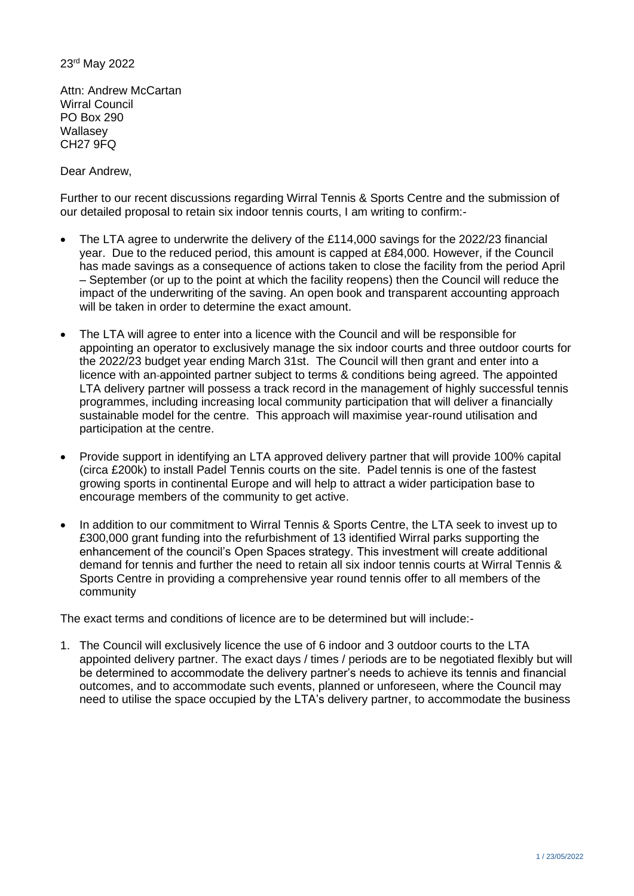23rd May 2022

Attn: Andrew McCartan
Wirral Council
PO Box 290
Wallasey
CH27 9FQ

Dear Andrew,

Further to our recent discussions regarding Wirral Tennis & Sports Centre and the submission of our detailed proposal to retain six indoor tennis courts, I am writing to confirm:-

- The LTA agree to underwrite the delivery of the £114,000 savings for the 2022/23 financial year. Due to the reduced period, this amount is capped at £84,000. However, if the Council has made savings as a consequence of actions taken to close the facility from the period April – September (or up to the point at which the facility reopens) then the Council will reduce the impact of the underwriting of the saving. An open book and transparent accounting approach will be taken in order to determine the exact amount.

- The LTA will agree to enter into a licence with the Council and will be responsible for appointing an operator to exclusively manage the six indoor courts and three outdoor courts for the 2022/23 budget year ending March 31st. The Council will then grant and enter into a licence with an appointed partner subject to terms & conditions being agreed. The appointed LTA delivery partner will possess a track record in the management of highly successful tennis programmes, including increasing local community participation that will deliver a financially sustainable model for the centre. This approach will maximise year-round utilisation and participation at the centre.

- Provide support in identifying an LTA approved delivery partner that will provide 100% capital (circa £200k) to install Padel Tennis courts on the site. Padel tennis is one of the fastest growing sports in continental Europe and will help to attract a wider participation base to encourage members of the community to get active.

- In addition to our commitment to Wirral Tennis & Sports Centre, the LTA seek to invest up to £300,000 grant funding into the refurbishment of 13 identified Wirral parks supporting the enhancement of the council's Open Spaces strategy. This investment will create additional demand for tennis and further the need to retain all six indoor tennis courts at Wirral Tennis & Sports Centre in providing a comprehensive year round tennis offer to all members of the community

The exact terms and conditions of licence are to be determined but will include:-

1. The Council will exclusively licence the use of 6 indoor and 3 outdoor courts to the LTA appointed delivery partner. The exact days / times / periods are to be negotiated flexibly but will be determined to accommodate the delivery partner's needs to achieve its tennis and financial outcomes, and to accommodate such events, planned or unforeseen, where the Council may need to utilise the space occupied by the LTA's delivery partner, to accommodate the business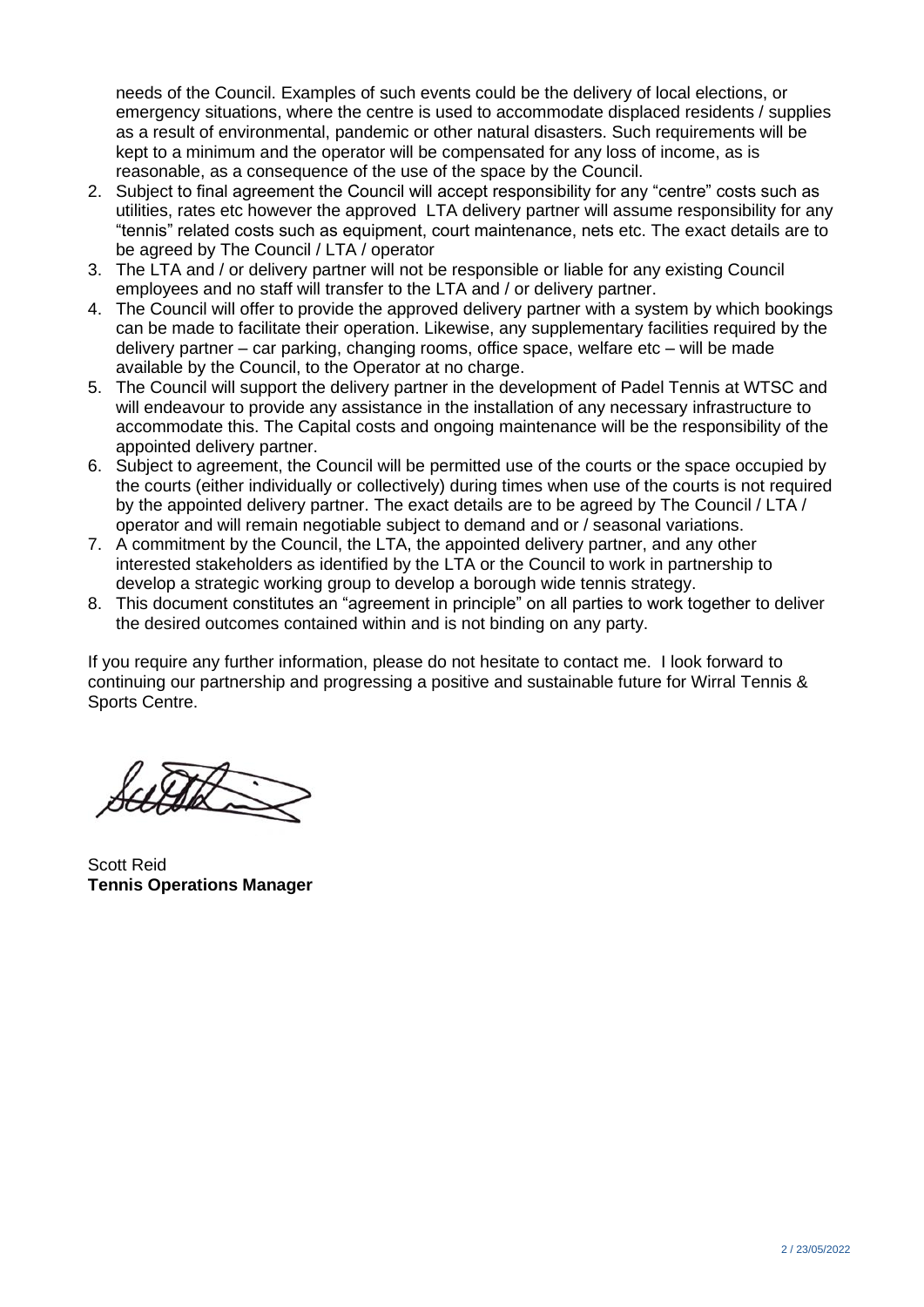needs of the Council. Examples of such events could be the delivery of local elections, or emergency situations, where the centre is used to accommodate displaced residents / supplies as a result of environmental, pandemic or other natural disasters. Such requirements will be kept to a minimum and the operator will be compensated for any loss of income, as is reasonable, as a consequence of the use of the space by the Council.

2. Subject to final agreement the Council will accept responsibility for any "centre" costs such as utilities, rates etc however the approved LTA delivery partner will assume responsibility for any "tennis" related costs such as equipment, court maintenance, nets etc. The exact details are to be agreed by The Council / LTA / operator
3. The LTA and / or delivery partner will not be responsible or liable for any existing Council employees and no staff will transfer to the LTA and / or delivery partner.
4. The Council will offer to provide the approved delivery partner with a system by which bookings can be made to facilitate their operation. Likewise, any supplementary facilities required by the delivery partner – car parking, changing rooms, office space, welfare etc – will be made available by the Council, to the Operator at no charge.
5. The Council will support the delivery partner in the development of Padel Tennis at WTSC and will endeavour to provide any assistance in the installation of any necessary infrastructure to accommodate this. The Capital costs and ongoing maintenance will be the responsibility of the appointed delivery partner.
6. Subject to agreement, the Council will be permitted use of the courts or the space occupied by the courts (either individually or collectively) during times when use of the courts is not required by the appointed delivery partner. The exact details are to be agreed by The Council / LTA / operator and will remain negotiable subject to demand and or / seasonal variations.
7. A commitment by the Council, the LTA, the appointed delivery partner, and any other interested stakeholders as identified by the LTA or the Council to work in partnership to develop a strategic working group to develop a borough wide tennis strategy.
8. This document constitutes an "agreement in principle" on all parties to work together to deliver the desired outcomes contained within and is not binding on any party.

If you require any further information, please do not hesitate to contact me. I look forward to continuing our partnership and progressing a positive and sustainable future for Wirral Tennis & Sports Centre.

Scott Reid
**Tennis Operations Manager**